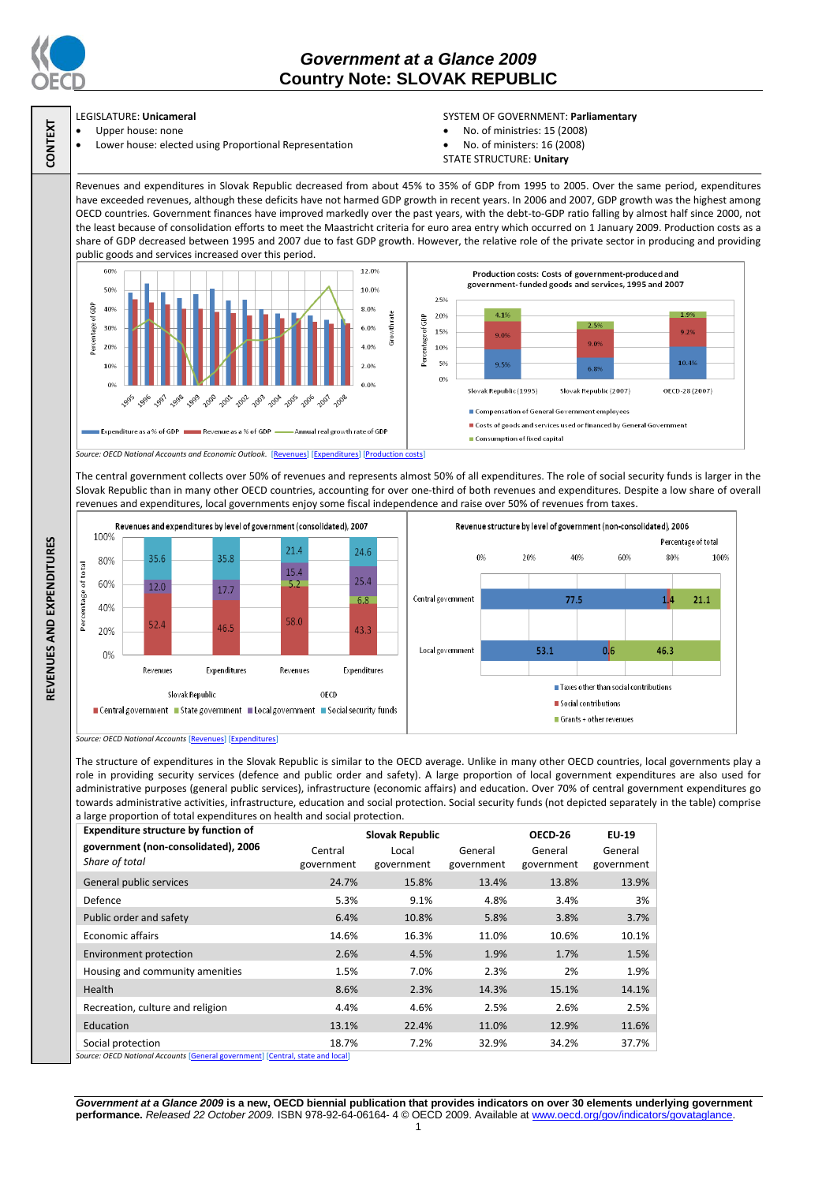# Government at a Glance 2009
## Country Note: SLOVAK REPUBLIC

**CONTEXT**

LEGISLATURE: **Unicameral**
- Upper house: none
- Lower house: elected using Proportional Representation

SYSTEM OF GOVERNMENT: **Parliamentary**
- No. of ministries: 15 (2008)
- No. of ministers: 16 (2008)

STATE STRUCTURE: **Unitary**

**REVENUES AND EXPENDITURES**

Revenues and expenditures in Slovak Republic decreased from about 45% to 35% of GDP from 1995 to 2005. Over the same period, expenditures have exceeded revenues, although these deficits have not harmed GDP growth in recent years. In 2006 and 2007, GDP growth was the highest among OECD countries. Government finances have improved markedly over the past years, with the debt-to-GDP ratio falling by almost half since 2000, not the least because of consolidation efforts to meet the Maastricht criteria for euro area entry which occurred on 1 January 2009. Production costs as a share of GDP decreased between 1995 and 2007 due to fast GDP growth. However, the relative role of the private sector in producing and providing public goods and services increased over this period.

Production costs: Costs of government-produced and government-funded goods and services, 1995 and 2007

| | Compensation of General Government employees | Costs of goods and services used or financed by General Government | Consumption of fixed capital |
|---|---|---|---|
| Slovak Republic (1995) | 9.5% | 9.0% | 4.1% |
| Slovak Republic (2007) | 6.8% | 9.0% | 2.5% |
| OECD-28 (2007) | 10.4% | 9.2% | 1.9% |

Source: OECD National Accounts and Economic Outlook. [Revenues] [Expenditures] [Production costs]

The central government collects over 50% of revenues and represents almost 50% of all expenditures. The role of social security funds is larger in the Slovak Republic than in many other OECD countries, accounting for over one-third of both revenues and expenditures. Despite a low share of overall revenues and expenditures, local governments enjoy some fiscal independence and raise over 50% of revenues from taxes.

Revenues and expenditures by level of government (consolidated), 2007

| | Central government | State government | Local government | Social security funds |
|---|---|---|---|---|
| Slovak Republic – Revenues | 52.4 | | 12.0 | 35.6 |
| Slovak Republic – Expenditures | 46.5 | | 17.7 | 35.8 |
| OECD – Revenues | 58.0 | 5.2 | 15.4 | 21.4 |
| OECD – Expenditures | 43.3 | 6.8 | 25.4 | 24.6 |

Revenue structure by level of government (non-consolidated), 2006 (Percentage of total)

| | Taxes other than social contributions | Social contributions | Grants + other revenues |
|---|---|---|---|
| Central government | 77.5 | 1.4 | 21.1 |
| Local government | 53.1 | 0.6 | 46.3 |

Source: OECD National Accounts [Revenues] [Expenditures]

The structure of expenditures in the Slovak Republic is similar to the OECD average. Unlike in many other OECD countries, local governments play a role in providing security services (defence and public order and safety). A large proportion of local government expenditures are also used for administrative purposes (general public services), infrastructure (economic affairs) and education. Over 70% of central government expenditures go towards administrative activities, infrastructure, education and social protection. Social security funds (not depicted separately in the table) comprise a large proportion of total expenditures on health and social protection.

| **Expenditure structure by function of government (non-consolidated), 2006** *Share of total* | Slovak Republic Central government | Slovak Republic Local government | Slovak Republic General government | OECD-26 General government | EU-19 General government |
|---|---|---|---|---|---|
| General public services | 24.7% | 15.8% | 13.4% | 13.8% | 13.9% |
| Defence | 5.3% | 9.1% | 4.8% | 3.4% | 3% |
| Public order and safety | 6.4% | 10.8% | 5.8% | 3.8% | 3.7% |
| Economic affairs | 14.6% | 16.3% | 11.0% | 10.6% | 10.1% |
| Environment protection | 2.6% | 4.5% | 1.9% | 1.7% | 1.5% |
| Housing and community amenities | 1.5% | 7.0% | 2.3% | 2% | 1.9% |
| Health | 8.6% | 2.3% | 14.3% | 15.1% | 14.1% |
| Recreation, culture and religion | 4.4% | 4.6% | 2.5% | 2.6% | 2.5% |
| Education | 13.1% | 22.4% | 11.0% | 12.9% | 11.6% |
| Social protection | 18.7% | 7.2% | 32.9% | 34.2% | 37.7% |

Source: OECD National Accounts [General government] [Central, state and local]

***Government at a Glance 2009*** **is a new, OECD biennial publication that provides indicators on over 30 elements underlying government performance.** *Released 22 October 2009.* ISBN 978-92-64-06164- 4 © OECD 2009. Available at www.oecd.org/gov/indicators/govataglance.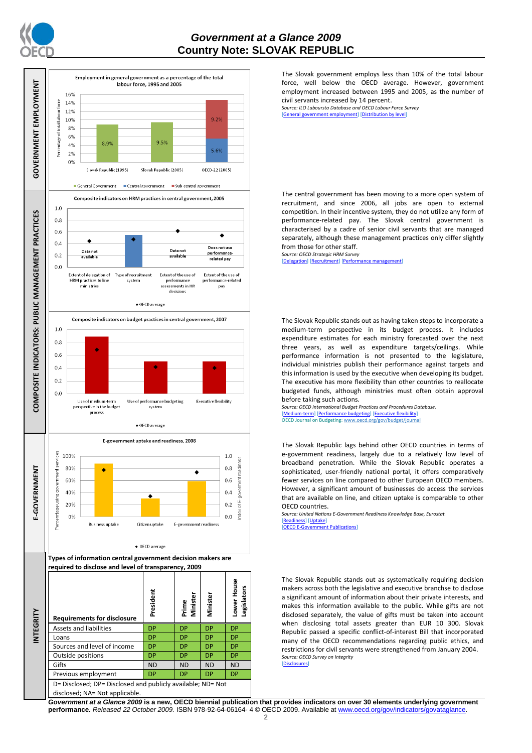# Government at a Glance 2009
## Country Note: SLOVAK REPUBLIC

### GOVERNMENT EMPLOYMENT

**Employment in general government as a percentage of the total labour force, 1995 and 2005**

| | General Government | Central government | Sub-central government |
|---|---|---|---|
| Slovak Republic (1995) | 8.9% | | |
| Slovak Republic (2005) | 9.5% | | |
| OECD-22 (2005) | | 5.6% | 9.2% |

The Slovak government employs less than 10% of the total labour force, well below the OECD average. However, government employment increased between 1995 and 2005, as the number of civil servants increased by 14 percent.

*Source: ILO Laboursta Database and OECD Labour Force Survey*
[General government employment] [Distribution by level]

### COMPOSITE INDICATORS: PUBLIC MANAGEMENT PRACTICES

**Composite indicators on HRM practices in central government, 2005**

Indicators: Extent of delegation of HRM practices to line ministries (Data not available); Type of recruitment system; Extent of the use of performance assessments in HR decisions (Data not available); Extent of the use of performance-related pay (Does not use performance-related pay). ◆ OECD average

The central government has been moving to a more open system of recruitment, and since 2006, all jobs are open to external competition. In their incentive system, they do not utilize any form of performance-related pay. The Slovak central government is characterised by a cadre of senior civil servants that are managed separately, although these management practices only differ slightly from those for other staff.

*Source: OECD Strategic HRM Survey*
[Delegation] [Recruitment] [Performance management]

**Composite indicators on budget practices in central government, 2007**

Indicators: Use of medium-term perspective in the budget process; Use of performance budgeting system; Executive flexibility. ◆ OECD average

The Slovak Republic stands out as having taken steps to incorporate a medium-term perspective in its budget process. It includes expenditure estimates for each ministry forecasted over the next three years, as well as expenditure targets/ceilings. While performance information is not presented to the legislature, individual ministries publish their performance against targets and this information is used by the executive when developing its budget. The executive has more flexibility than other countries to reallocate budgeted funds, although ministries must often obtain approval before taking such actions.

*Source: OECD International Budget Practices and Procedures Database.*
[Medium-term] [Performance budgeting] [Executive flexibility]
OECD Journal on Budgeting: www.oecd.org/gov/budget/journal

### E-GOVERNMENT

**E-government uptake and readiness, 2008**

Indicators: Business uptake; Citizen uptake (percentage using government services); E-government readiness (index). ◆ OECD average

The Slovak Republic lags behind other OECD countries in terms of e-government readiness, largely due to a relatively low level of broadband penetration. While the Slovak Republic operates a sophisticated, user-friendly national portal, it offers comparatively fewer services on line compared to other European OECD members. However, a significant amount of businesses do access the services that are available on line, and citizen uptake is comparable to other OECD countries.

*Source: United Nations E-Government Readiness Knowledge Base, Eurostat.*
[Readiness] [Uptake]
[OECD E-Government Publications]

### INTEGRITY

**Types of information central government decision makers are required to disclose and level of transparency, 2009**

| Requirements for disclosure | President | Prime Minister | Minister | Lower House Legislators |
|---|---|---|---|---|
| Assets and liabilities | DP | DP | DP | DP |
| Loans | DP | DP | DP | DP |
| Sources and level of income | DP | DP | DP | DP |
| Outside positions | DP | DP | DP | DP |
| Gifts | ND | ND | ND | ND |
| Previous employment | DP | DP | DP | DP |

D= Disclosed; DP= Disclosed and publicly available; ND= Not disclosed; NA= Not applicable.

The Slovak Republic stands out as systematically requiring decision makers across both the legislative and executive branchse to disclose a significant amount of information about their private interests, and makes this information available to the public. While gifts are not disclosed separately, the value of gifts must be taken into account when disclosing total assets greater than EUR 10 300. Slovak Republic passed a specific conflict-of-interest Bill that incorporated many of the OECD recommendations regarding public ethics, and restrictions for civil servants were strengthened from January 2004.

*Source: OECD Survey on Integrity*
[Disclosures]

***Government at a Glance 2009* is a new, OECD biennial publication that provides indicators on over 30 elements underlying government performance.** *Released 22 October 2009.* ISBN 978-92-64-06164- 4 © OECD 2009. Available at www.oecd.org/gov/indicators/govataglance.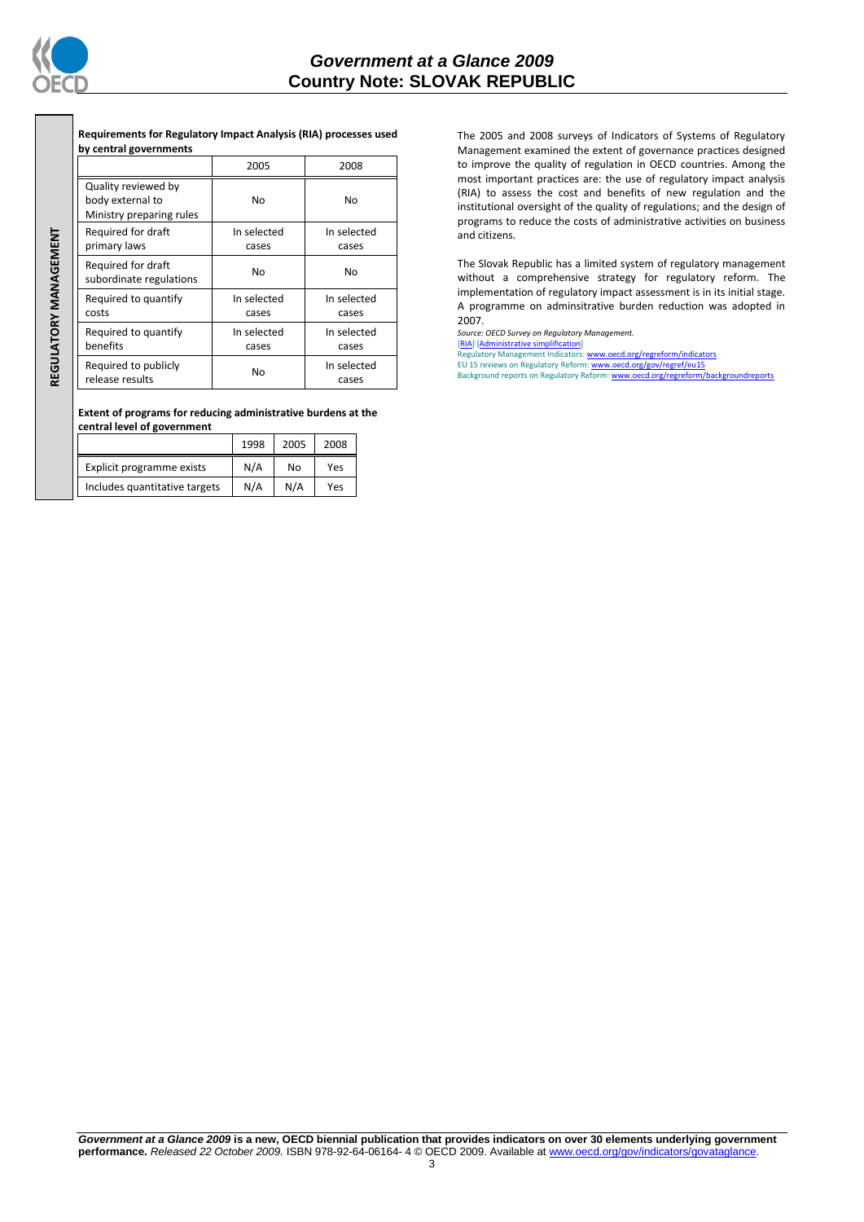REGULATORY MANAGEMENT

**Requirements for Regulatory Impact Analysis (RIA) processes used by central governments**

| | 2005 | 2008 |
|---|---|---|
| Quality reviewed by body external to Ministry preparing rules | No | No |
| Required for draft primary laws | In selected cases | In selected cases |
| Required for draft subordinate regulations | No | No |
| Required to quantify costs | In selected cases | In selected cases |
| Required to quantify benefits | In selected cases | In selected cases |
| Required to publicly release results | No | In selected cases |

**Extent of programs for reducing administrative burdens at the central level of government**

| | 1998 | 2005 | 2008 |
|---|---|---|---|
| Explicit programme exists | N/A | No | Yes |
| Includes quantitative targets | N/A | N/A | Yes |

The 2005 and 2008 surveys of Indicators of Systems of Regulatory Management examined the extent of governance practices designed to improve the quality of regulation in OECD countries. Among the most important practices are: the use of regulatory impact analysis (RIA) to assess the cost and benefits of new regulation and the institutional oversight of the quality of regulations; and the design of programs to reduce the costs of administrative activities on business and citizens.

The Slovak Republic has a limited system of regulatory management without a comprehensive strategy for regulatory reform. The implementation of regulatory impact assessment is in its initial stage. A programme on adminsitrative burden reduction was adopted in 2007.

*Source: OECD Survey on Regulatory Management.*

[RIA] [Administrative simplification]

Regulatory Management Indicators: www.oecd.org/regreform/indicators

EU 15 reviews on Regulatory Reform: www.oecd.org/gov/regref/eu15

Background reports on Regulatory Reform: www.oecd.org/regreform/backgroundreports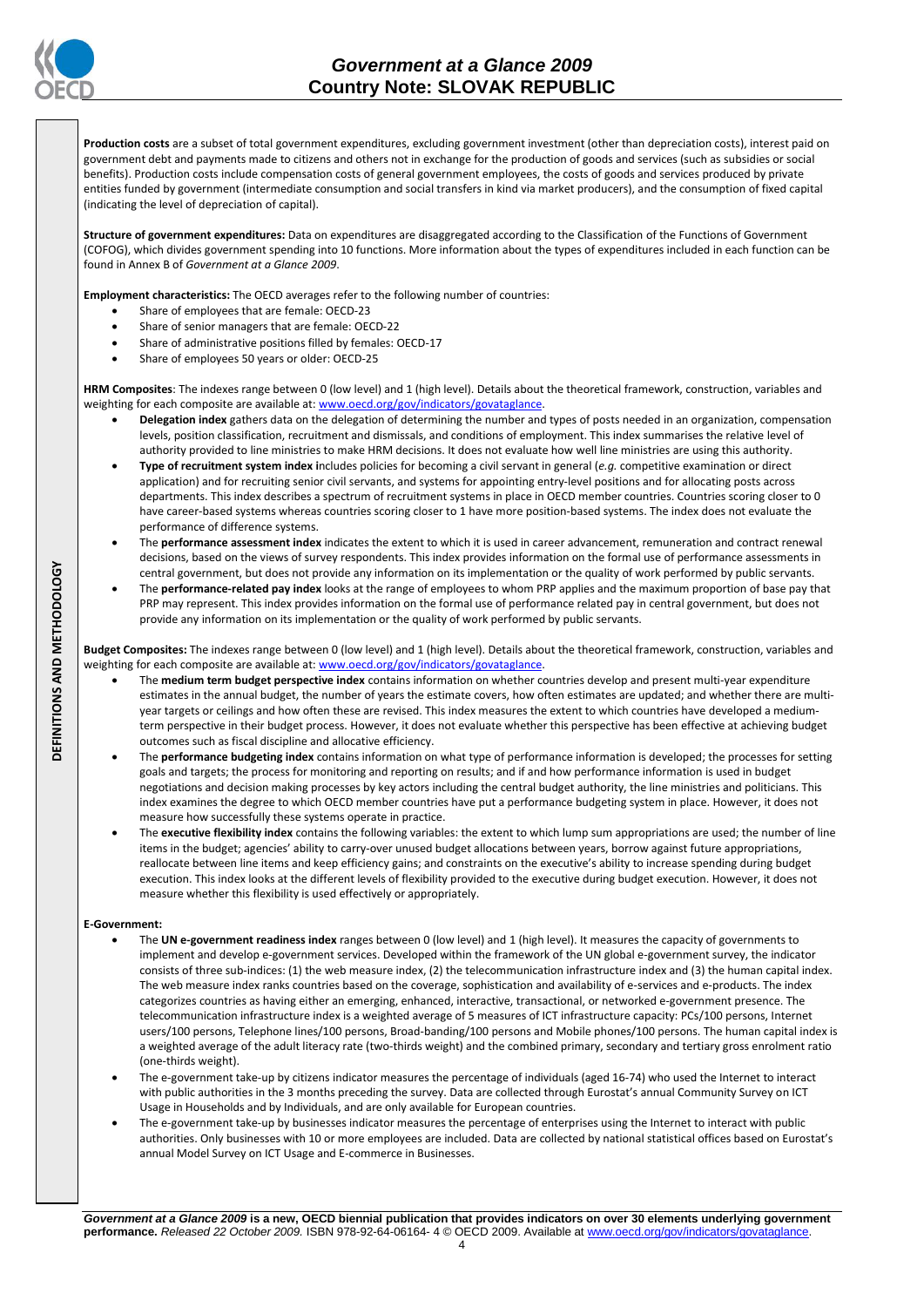**Production costs** are a subset of total government expenditures, excluding government investment (other than depreciation costs), interest paid on government debt and payments made to citizens and others not in exchange for the production of goods and services (such as subsidies or social benefits). Production costs include compensation costs of general government employees, the costs of goods and services produced by private entities funded by government (intermediate consumption and social transfers in kind via market producers), and the consumption of fixed capital (indicating the level of depreciation of capital).

**Structure of government expenditures:** Data on expenditures are disaggregated according to the Classification of the Functions of Government (COFOG), which divides government spending into 10 functions. More information about the types of expenditures included in each function can be found in Annex B of *Government at a Glance 2009*.

**Employment characteristics:** The OECD averages refer to the following number of countries:

- Share of employees that are female: OECD-23
- Share of senior managers that are female: OECD-22
- Share of administrative positions filled by females: OECD-17
- Share of employees 50 years or older: OECD-25

**HRM Composites**: The indexes range between 0 (low level) and 1 (high level). Details about the theoretical framework, construction, variables and weighting for each composite are available at: www.oecd.org/gov/indicators/govataglance.

- **Delegation index** gathers data on the delegation of determining the number and types of posts needed in an organization, compensation levels, position classification, recruitment and dismissals, and conditions of employment. This index summarises the relative level of authority provided to line ministries to make HRM decisions. It does not evaluate how well line ministries are using this authority.
- **Type of recruitment system index i**ncludes policies for becoming a civil servant in general (*e.g.* competitive examination or direct application) and for recruiting senior civil servants, and systems for appointing entry-level positions and for allocating posts across departments. This index describes a spectrum of recruitment systems in place in OECD member countries. Countries scoring closer to 0 have career-based systems whereas countries scoring closer to 1 have more position-based systems. The index does not evaluate the performance of difference systems.
- The **performance assessment index** indicates the extent to which it is used in career advancement, remuneration and contract renewal decisions, based on the views of survey respondents. This index provides information on the formal use of performance assessments in central government, but does not provide any information on its implementation or the quality of work performed by public servants.
- The **performance-related pay index** looks at the range of employees to whom PRP applies and the maximum proportion of base pay that PRP may represent. This index provides information on the formal use of performance related pay in central government, but does not provide any information on its implementation or the quality of work performed by public servants.

**Budget Composites:** The indexes range between 0 (low level) and 1 (high level). Details about the theoretical framework, construction, variables and weighting for each composite are available at: www.oecd.org/gov/indicators/govataglance.

- The **medium term budget perspective index** contains information on whether countries develop and present multi-year expenditure estimates in the annual budget, the number of years the estimate covers, how often estimates are updated; and whether there are multi-year targets or ceilings and how often these are revised. This index measures the extent to which countries have developed a medium-term perspective in their budget process. However, it does not evaluate whether this perspective has been effective at achieving budget outcomes such as fiscal discipline and allocative efficiency.
- The **performance budgeting index** contains information on what type of performance information is developed; the processes for setting goals and targets; the process for monitoring and reporting on results; and if and how performance information is used in budget negotiations and decision making processes by key actors including the central budget authority, the line ministries and politicians. This index examines the degree to which OECD member countries have put a performance budgeting system in place. However, it does not measure how successfully these systems operate in practice.
- The **executive flexibility index** contains the following variables: the extent to which lump sum appropriations are used; the number of line items in the budget; agencies' ability to carry-over unused budget allocations between years, borrow against future appropriations, reallocate between line items and keep efficiency gains; and constraints on the executive's ability to increase spending during budget execution. This index looks at the different levels of flexibility provided to the executive during budget execution. However, it does not measure whether this flexibility is used effectively or appropriately.

**E-Government:**

- The **UN e-government readiness index** ranges between 0 (low level) and 1 (high level). It measures the capacity of governments to implement and develop e-government services. Developed within the framework of the UN global e-government survey, the indicator consists of three sub-indices: (1) the web measure index, (2) the telecommunication infrastructure index and (3) the human capital index. The web measure index ranks countries based on the coverage, sophistication and availability of e-services and e-products. The index categorizes countries as having either an emerging, enhanced, interactive, transactional, or networked e-government presence. The telecommunication infrastructure index is a weighted average of 5 measures of ICT infrastructure capacity: PCs/100 persons, Internet users/100 persons, Telephone lines/100 persons, Broad-banding/100 persons and Mobile phones/100 persons. The human capital index is a weighted average of the adult literacy rate (two-thirds weight) and the combined primary, secondary and tertiary gross enrolment ratio (one-thirds weight).
- The e-government take-up by citizens indicator measures the percentage of individuals (aged 16-74) who used the Internet to interact with public authorities in the 3 months preceding the survey. Data are collected through Eurostat's annual Community Survey on ICT Usage in Households and by Individuals, and are only available for European countries.
- The e-government take-up by businesses indicator measures the percentage of enterprises using the Internet to interact with public authorities. Only businesses with 10 or more employees are included. Data are collected by national statistical offices based on Eurostat's annual Model Survey on ICT Usage and E-commerce in Businesses.